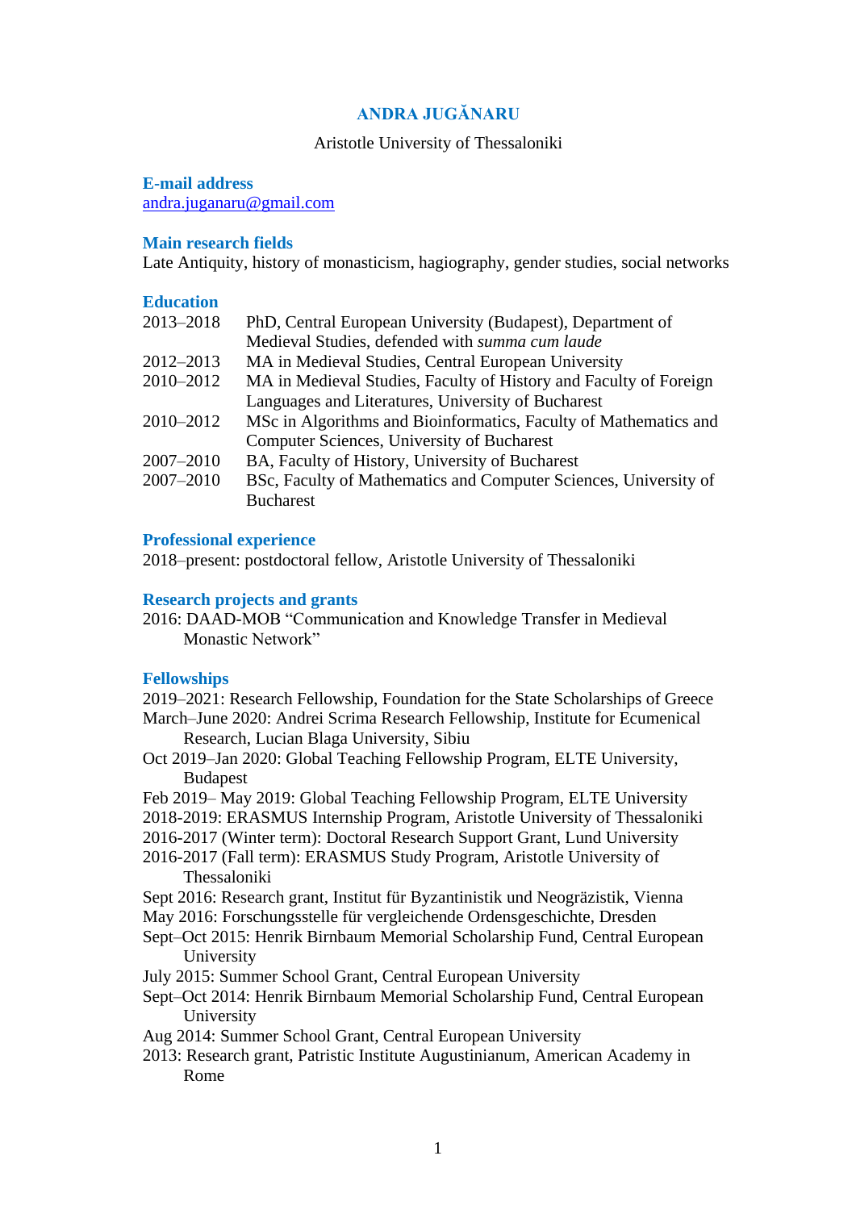# ANDRA JUGĂNARU

Aristotle University of Thessaloniki

## E-mail address

andra.juganaru@gmail.com

## Main research fields

Late Antiquity, history of monasticism, hagiography, gender studies, social networks

## Education

2013–2018 PhD, Central European University (Budapest), Department of Medieval Studies, defended with *summa cum laude*

2012–2013 MA in Medieval Studies, Central European University

2010–2012 MA in Medieval Studies, Faculty of History and Faculty of Foreign Languages and Literatures, University of Bucharest

2010–2012 MSc in Algorithms and Bioinformatics, Faculty of Mathematics and Computer Sciences, University of Bucharest

2007–2010 BA, Faculty of History, University of Bucharest

2007–2010 BSc, Faculty of Mathematics and Computer Sciences, University of Bucharest

## Professional experience

2018–present: postdoctoral fellow, Aristotle University of Thessaloniki

## Research projects and grants

2016: DAAD-MOB "Communication and Knowledge Transfer in Medieval Monastic Network"

## Fellowships

2019–2021: Research Fellowship, Foundation for the State Scholarships of Greece

March–June 2020: Andrei Scrima Research Fellowship, Institute for Ecumenical Research, Lucian Blaga University, Sibiu

Oct 2019–Jan 2020: Global Teaching Fellowship Program, ELTE University, Budapest

Feb 2019– May 2019: Global Teaching Fellowship Program, ELTE University

2018-2019: ERASMUS Internship Program, Aristotle University of Thessaloniki

2016-2017 (Winter term): Doctoral Research Support Grant, Lund University

2016-2017 (Fall term): ERASMUS Study Program, Aristotle University of Thessaloniki

Sept 2016: Research grant, Institut für Byzantinistik und Neogräzistik, Vienna

May 2016: Forschungsstelle für vergleichende Ordensgeschichte, Dresden

Sept–Oct 2015: Henrik Birnbaum Memorial Scholarship Fund, Central European University

July 2015: Summer School Grant, Central European University

Sept–Oct 2014: Henrik Birnbaum Memorial Scholarship Fund, Central European University

Aug 2014: Summer School Grant, Central European University

2013: Research grant, Patristic Institute Augustinianum, American Academy in Rome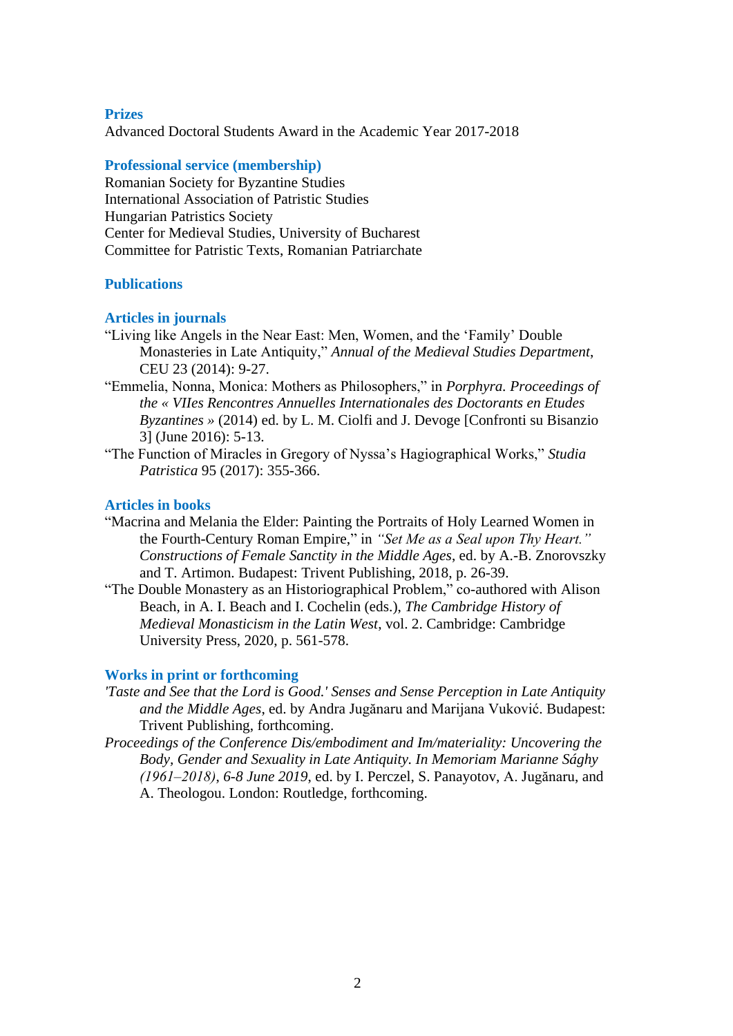### Prizes

Advanced Doctoral Students Award in the Academic Year 2017-2018

### Professional service (membership)

Romanian Society for Byzantine Studies
International Association of Patristic Studies
Hungarian Patristics Society
Center for Medieval Studies, University of Bucharest
Committee for Patristic Texts, Romanian Patriarchate

## Publications

### Articles in journals

“Living like Angels in the Near East: Men, Women, and the ‘Family’ Double Monasteries in Late Antiquity,” *Annual of the Medieval Studies Department*, CEU 23 (2014): 9-27.

“Emmelia, Nonna, Monica: Mothers as Philosophers,” in *Porphyra. Proceedings of the « VIIes Rencontres Annuelles Internationales des Doctorants en Etudes Byzantines »* (2014) ed. by L. M. Ciolfi and J. Devoge [Confronti su Bisanzio 3] (June 2016): 5-13.

“The Function of Miracles in Gregory of Nyssa’s Hagiographical Works,” *Studia Patristica* 95 (2017): 355-366.

### Articles in books

“Macrina and Melania the Elder: Painting the Portraits of Holy Learned Women in the Fourth-Century Roman Empire,” in *“Set Me as a Seal upon Thy Heart.” Constructions of Female Sanctity in the Middle Ages*, ed. by A.-B. Znorovszky and T. Artimon. Budapest: Trivent Publishing, 2018, p. 26-39.

“The Double Monastery as an Historiographical Problem,” co-authored with Alison Beach, in A. I. Beach and I. Cochelin (eds.), *The Cambridge History of Medieval Monasticism in the Latin West*, vol. 2. Cambridge: Cambridge University Press, 2020, p. 561-578.

### Works in print or forthcoming

*'Taste and See that the Lord is Good.' Senses and Sense Perception in Late Antiquity and the Middle Ages*, ed. by Andra Jugănaru and Marijana Vuković. Budapest: Trivent Publishing, forthcoming.

*Proceedings of the Conference Dis/embodiment and Im/materiality: Uncovering the Body, Gender and Sexuality in Late Antiquity. In Memoriam Marianne Sághy (1961–2018), 6-8 June 2019*, ed. by I. Perczel, S. Panayotov, A. Jugănaru, and A. Theologou. London: Routledge, forthcoming.